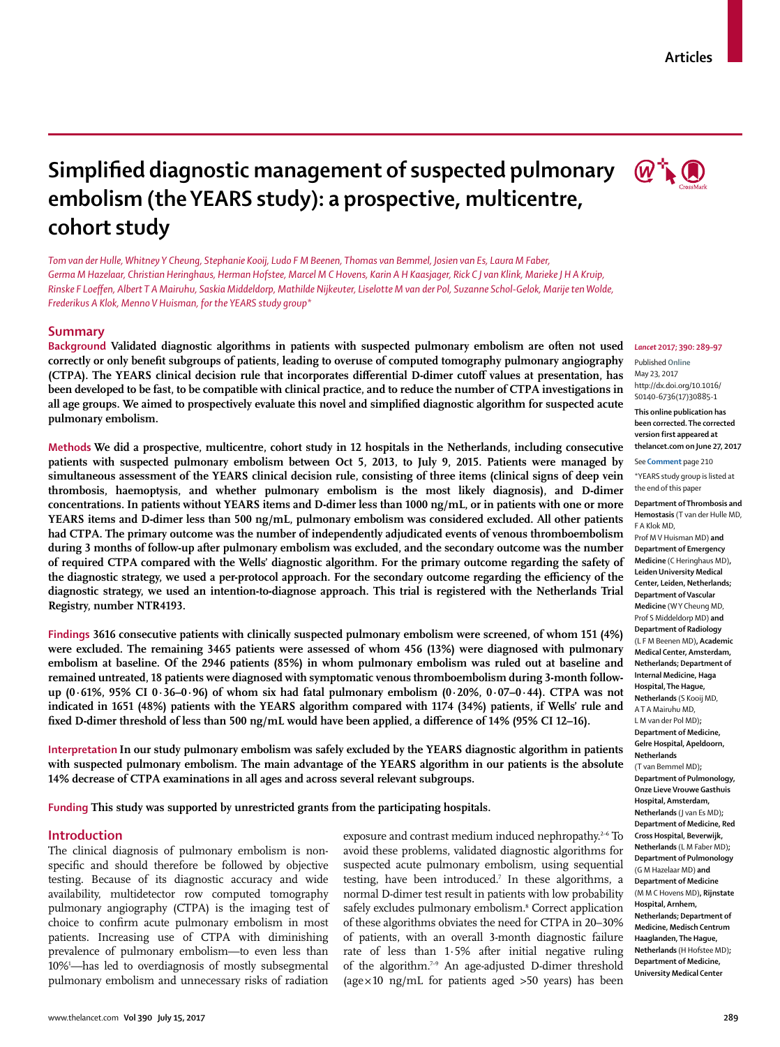# Simplified diagnostic management of suspected pulmonary embolism (the YEARS study): a prospective, multicentre, cohort study

*Tom van der Hulle, Whitney Y Cheung, Stephanie Kooij, Ludo F M Beenen, Thomas van Bemmel, Josien van Es, Laura M Faber, Germa M Hazelaar, Christian Heringhaus, Herman Hofstee, Marcel M C Hovens, Karin A H Kaasjager, Rick C J van Klink, Marieke J H A Kruip, Rinske F Loeffen, Albert T A Mairuhu, Saskia Middeldorp, Mathilde Nijkeuter, Liselotte M van der Pol, Suzanne Schol-Gelok, Marije ten Wolde, Frederikus A Klok, Menno V Huisman, for the YEARS study group\**

## Summary

**Background** Validated diagnostic algorithms in patients with suspected pulmonary embolism are often not used correctly or only benefit subgroups of patients, leading to overuse of computed tomography pulmonary angiography (CTPA). The YEARS clinical decision rule that incorporates differential D-dimer cutoff values at presentation, has been developed to be fast, to be compatible with clinical practice, and to reduce the number of CTPA investigations in all age groups. We aimed to prospectively evaluate this novel and simplified diagnostic algorithm for suspected acute pulmonary embolism.

**Methods** We did a prospective, multicentre, cohort study in 12 hospitals in the Netherlands, including consecutive patients with suspected pulmonary embolism between Oct 5, 2013, to July 9, 2015. Patients were managed by simultaneous assessment of the YEARS clinical decision rule, consisting of three items (clinical signs of deep vein thrombosis, haemoptysis, and whether pulmonary embolism is the most likely diagnosis), and D-dimer concentrations. In patients without YEARS items and D-dimer less than 1000 ng/mL, or in patients with one or more YEARS items and D-dimer less than 500 ng/mL, pulmonary embolism was considered excluded. All other patients had CTPA. The primary outcome was the number of independently adjudicated events of venous thromboembolism during 3 months of follow-up after pulmonary embolism was excluded, and the secondary outcome was the number of required CTPA compared with the Wells' diagnostic algorithm. For the primary outcome regarding the safety of the diagnostic strategy, we used a per-protocol approach. For the secondary outcome regarding the efficiency of the diagnostic strategy, we used an intention-to-diagnose approach. This trial is registered with the Netherlands Trial Registry, number NTR4193.

**Findings** 3616 consecutive patients with clinically suspected pulmonary embolism were screened, of whom 151 (4%) were excluded. The remaining 3465 patients were assessed of whom 456 (13%) were diagnosed with pulmonary embolism at baseline. Of the 2946 patients (85%) in whom pulmonary embolism was ruled out at baseline and remained untreated, 18 patients were diagnosed with symptomatic venous thromboembolism during 3-month follow-up (0·61%, 95% CI 0·36–0·96) of whom six had fatal pulmonary embolism (0·20%, 0·07–0·44). CTPA was not indicated in 1651 (48%) patients with the YEARS algorithm compared with 1174 (34%) patients, if Wells' rule and fixed D-dimer threshold of less than 500 ng/mL would have been applied, a difference of 14% (95% CI 12–16).

**Interpretation** In our study pulmonary embolism was safely excluded by the YEARS diagnostic algorithm in patients with suspected pulmonary embolism. The main advantage of the YEARS algorithm in our patients is the absolute 14% decrease of CTPA examinations in all ages and across several relevant subgroups.

**Funding** This study was supported by unrestricted grants from the participating hospitals.

*Lancet* 2017; 390: 289–97

Published Online May 23, 2017 http://dx.doi.org/10.1016/S0140-6736(17)30885-1

**This online publication has been corrected. The corrected version first appeared at thelancet.com on June 27, 2017**

See **Comment** page 210

\*YEARS study group is listed at the end of this paper

**Department of Thrombosis and Hemostasis** (T van der Hulle MD, F A Klok MD, Prof M V Huisman MD) **and Department of Emergency Medicine** (C Heringhaus MD), **Leiden University Medical Center, Leiden, Netherlands; Department of Vascular Medicine** (W Y Cheung MD, Prof S Middeldorp MD) **and Department of Radiology** (L F M Beenen MD), **Academic Medical Center, Amsterdam, Netherlands; Department of Internal Medicine, Haga Hospital, The Hague, Netherlands** (S Kooij MD, A T A Mairuhu MD, L M van der Pol MD); **Department of Medicine, Gelre Hospital, Apeldoorn, Netherlands** (T van Bemmel MD); **Department of Pulmonology, Onze Lieve Vrouwe Gasthuis Hospital, Amsterdam, Netherlands** (J van Es MD); **Department of Medicine, Red Cross Hospital, Beverwijk, Netherlands** (L M Faber MD); **Department of Pulmonology** (G M Hazelaar MD) **and Department of Medicine** (M M C Hovens MD), **Rijnstate Hospital, Arnhem, Netherlands; Department of Medicine, Medisch Centrum Haaglanden, The Hague, Netherlands** (H Hofstee MD); **Department of Medicine, University Medical Center**

## Introduction

The clinical diagnosis of pulmonary embolism is non-specific and should therefore be followed by objective testing. Because of its diagnostic accuracy and wide availability, multidetector row computed tomography pulmonary angiography (CTPA) is the imaging test of choice to confirm acute pulmonary embolism in most patients. Increasing use of CTPA with diminishing prevalence of pulmonary embolism—to even less than 10%[1]—has led to overdiagnosis of mostly subsegmental pulmonary embolism and unnecessary risks of radiation exposure and contrast medium induced nephropathy.[2–6] To avoid these problems, validated diagnostic algorithms for suspected acute pulmonary embolism, using sequential testing, have been introduced.[7] In these algorithms, a normal D-dimer test result in patients with low probability safely excludes pulmonary embolism.[8] Correct application of these algorithms obviates the need for CTPA in 20–30% of patients, with an overall 3-month diagnostic failure rate of less than 1·5% after initial negative ruling of the algorithm.[7–9] An age-adjusted D-dimer threshold (age×10 ng/mL for patients aged >50 years) has been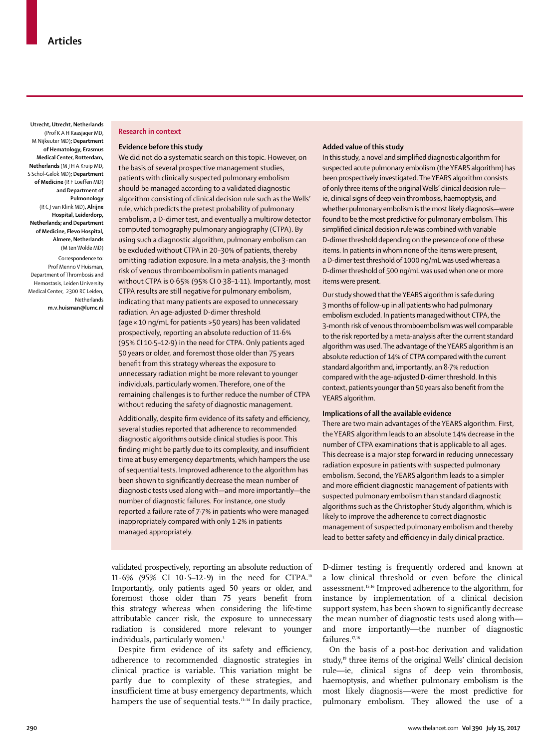Utrecht, Utrecht, Netherlands (Prof K A H Kaasjager MD, M Nijkeuter MD); **Department of Hematology, Erasmus Medical Center, Rotterdam, Netherlands** (M J H A Kruip MD, S Schol-Gelok MD); **Department of Medicine** (R F Loeffen MD) **and Department of Pulmonology** (R C J van Klink MD), **Alrijne Hospital, Leiderdorp, Netherlands; and Department of Medicine, Flevo Hospital, Almere, Netherlands** (M ten Wolde MD)

Correspondence to: Prof Menno V Huisman, Department of Thrombosis and Hemostasis, Leiden University Medical Center, 2300 RC Leiden, Netherlands **m.v.huisman@lumc.nl**

## Research in context

### Evidence before this study

We did not do a systematic search on this topic. However, on the basis of several prospective management studies, patients with clinically suspected pulmonary embolism should be managed according to a validated diagnostic algorithm consisting of clinical decision rule such as the Wells' rule, which predicts the pretest probability of pulmonary embolism, a D-dimer test, and eventually a multirow detector computed tomography pulmonary angiography (CTPA). By using such a diagnostic algorithm, pulmonary embolism can be excluded without CTPA in 20–30% of patients, thereby omitting radiation exposure. In a meta-analysis, the 3-month risk of venous thromboembolism in patients managed without CTPA is 0·65% (95% CI 0·38–1·11). Importantly, most CTPA results are still negative for pulmonary embolism, indicating that many patients are exposed to unnecessary radiation. An age-adjusted D-dimer threshold (age × 10 ng/mL for patients >50 years) has been validated prospectively, reporting an absolute reduction of 11·6% (95% CI 10·5–12·9) in the need for CTPA. Only patients aged 50 years or older, and foremost those older than 75 years benefit from this strategy whereas the exposure to unnecessary radiation might be more relevant to younger individuals, particularly women. Therefore, one of the remaining challenges is to further reduce the number of CTPA without reducing the safety of diagnostic management.

Additionally, despite firm evidence of its safety and efficiency, several studies reported that adherence to recommended diagnostic algorithms outside clinical studies is poor. This finding might be partly due to its complexity, and insufficient time at busy emergency departments, which hampers the use of sequential tests. Improved adherence to the algorithm has been shown to significantly decrease the mean number of diagnostic tests used along with—and more importantly—the number of diagnostic failures. For instance, one study reported a failure rate of 7·7% in patients who were managed inappropriately compared with only 1·2% in patients managed appropriately.

### Added value of this study

In this study, a novel and simplified diagnostic algorithm for suspected acute pulmonary embolism (the YEARS algorithm) has been prospectively investigated. The YEARS algorithm consists of only three items of the original Wells' clinical decision rule—ie, clinical signs of deep vein thrombosis, haemoptysis, and whether pulmonary embolism is the most likely diagnosis—were found to be the most predictive for pulmonary embolism. This simplified clinical decision rule was combined with variable D-dimer threshold depending on the presence of one of these items. In patients in whom none of the items were present, a D-dimer test threshold of 1000 ng/mL was used whereas a D-dimer threshold of 500 ng/mL was used when one or more items were present.

Our study showed that the YEARS algorithm is safe during 3 months of follow-up in all patients who had pulmonary embolism excluded. In patients managed without CTPA, the 3-month risk of venous thromboembolism was well comparable to the risk reported by a meta-analysis after the current standard algorithm was used. The advantage of the YEARS algorithm is an absolute reduction of 14% of CTPA compared with the current standard algorithm and, importantly, an 8·7% reduction compared with the age-adjusted D-dimer threshold. In this context, patients younger than 50 years also benefit from the YEARS algorithm.

### Implications of all the available evidence

There are two main advantages of the YEARS algorithm. First, the YEARS algorithm leads to an absolute 14% decrease in the number of CTPA examinations that is applicable to all ages. This decrease is a major step forward in reducing unnecessary radiation exposure in patients with suspected pulmonary embolism. Second, the YEARS algorithm leads to a simpler and more efficient diagnostic management of patients with suspected pulmonary embolism than standard diagnostic algorithms such as the Christopher Study algorithm, which is likely to improve the adherence to correct diagnostic management of suspected pulmonary embolism and thereby lead to better safety and efficiency in daily clinical practice.

validated prospectively, reporting an absolute reduction of 11·6% (95% CI 10·5–12·9) in the need for CTPA.[10] Importantly, only patients aged 50 years or older, and foremost those older than 75 years benefit from this strategy whereas when considering the life-time attributable cancer risk, the exposure to unnecessary radiation is considered more relevant to younger individuals, particularly women.[3]

Despite firm evidence of its safety and efficiency, adherence to recommended diagnostic strategies in clinical practice is variable. This variation might be partly due to complexity of these strategies, and insufficient time at busy emergency departments, which hampers the use of sequential tests.[11–14] In daily practice, D-dimer testing is frequently ordered and known at a low clinical threshold or even before the clinical assessment.[15,16] Improved adherence to the algorithm, for instance by implementation of a clinical decision support system, has been shown to significantly decrease the mean number of diagnostic tests used along with—and more importantly—the number of diagnostic failures.[17,18]

On the basis of a post-hoc derivation and validation study,[19] three items of the original Wells' clinical decision rule—ie, clinical signs of deep vein thrombosis, haemoptysis, and whether pulmonary embolism is the most likely diagnosis—were the most predictive for pulmonary embolism. They allowed the use of a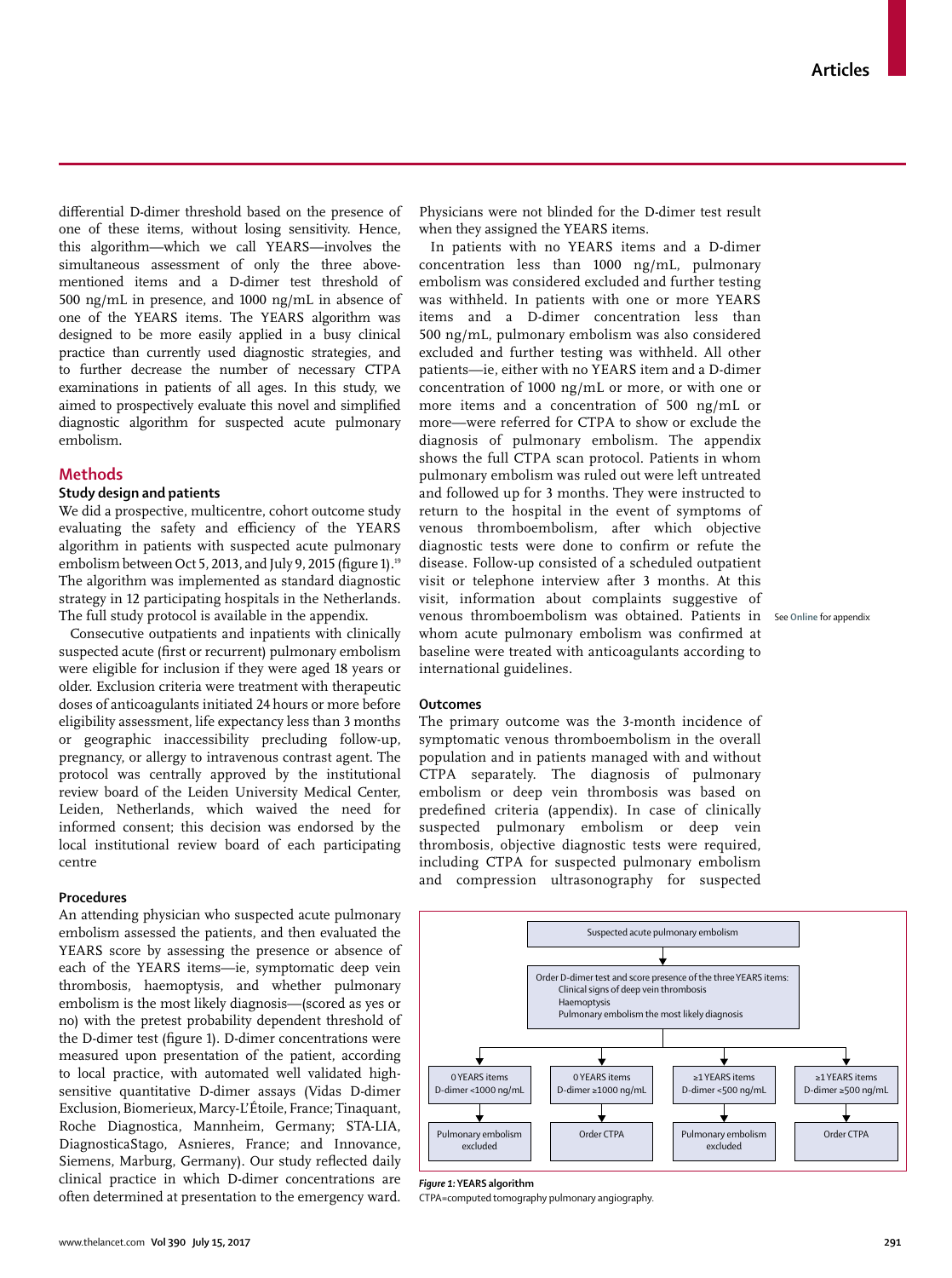differential D-dimer threshold based on the presence of one of these items, without losing sensitivity. Hence, this algorithm—which we call YEARS—involves the simultaneous assessment of only the three above-mentioned items and a D-dimer test threshold of 500 ng/mL in presence, and 1000 ng/mL in absence of one of the YEARS items. The YEARS algorithm was designed to be more easily applied in a busy clinical practice than currently used diagnostic strategies, and to further decrease the number of necessary CTPA examinations in patients of all ages. In this study, we aimed to prospectively evaluate this novel and simplified diagnostic algorithm for suspected acute pulmonary embolism.

## Methods

### Study design and patients

We did a prospective, multicentre, cohort outcome study evaluating the safety and efficiency of the YEARS algorithm in patients with suspected acute pulmonary embolism between Oct 5, 2013, and July 9, 2015 (figure 1).[19] The algorithm was implemented as standard diagnostic strategy in 12 participating hospitals in the Netherlands. The full study protocol is available in the appendix.

Consecutive outpatients and inpatients with clinically suspected acute (first or recurrent) pulmonary embolism were eligible for inclusion if they were aged 18 years or older. Exclusion criteria were treatment with therapeutic doses of anticoagulants initiated 24 hours or more before eligibility assessment, life expectancy less than 3 months or geographic inaccessibility precluding follow-up, pregnancy, or allergy to intravenous contrast agent. The protocol was centrally approved by the institutional review board of the Leiden University Medical Center, Leiden, Netherlands, which waived the need for informed consent; this decision was endorsed by the local institutional review board of each participating centre

### Procedures

An attending physician who suspected acute pulmonary embolism assessed the patients, and then evaluated the YEARS score by assessing the presence or absence of each of the YEARS items—ie, symptomatic deep vein thrombosis, haemoptysis, and whether pulmonary embolism is the most likely diagnosis—(scored as yes or no) with the pretest probability dependent threshold of the D-dimer test (figure 1). D-dimer concentrations were measured upon presentation of the patient, according to local practice, with automated well validated high-sensitive quantitative D-dimer assays (Vidas D-dimer Exclusion, Biomerieux, Marcy-L'Étoile, France; Tinaquant, Roche Diagnostica, Mannheim, Germany; STA-LIA, DiagnosticaStago, Asnieres, France; and Innovance, Siemens, Marburg, Germany). Our study reflected daily clinical practice in which D-dimer concentrations are often determined at presentation to the emergency ward. Physicians were not blinded for the D-dimer test result when they assigned the YEARS items.

In patients with no YEARS items and a D-dimer concentration less than 1000 ng/mL, pulmonary embolism was considered excluded and further testing was withheld. In patients with one or more YEARS items and a D-dimer concentration less than 500 ng/mL, pulmonary embolism was also considered excluded and further testing was withheld. All other patients—ie, either with no YEARS item and a D-dimer concentration of 1000 ng/mL or more, or with one or more items and a concentration of 500 ng/mL or more—were referred for CTPA to show or exclude the diagnosis of pulmonary embolism. The appendix shows the full CTPA scan protocol. Patients in whom pulmonary embolism was ruled out were left untreated and followed up for 3 months. They were instructed to return to the hospital in the event of symptoms of venous thromboembolism, after which objective diagnostic tests were done to confirm or refute the disease. Follow-up consisted of a scheduled outpatient visit or telephone interview after 3 months. At this visit, information about complaints suggestive of venous thromboembolism was obtained. Patients in whom acute pulmonary embolism was confirmed at baseline were treated with anticoagulants according to international guidelines.

See Online for appendix

### Outcomes

The primary outcome was the 3-month incidence of symptomatic venous thromboembolism in the overall population and in patients managed with and without CTPA separately. The diagnosis of pulmonary embolism or deep vein thrombosis was based on predefined criteria (appendix). In case of clinically suspected pulmonary embolism or deep vein thrombosis, objective diagnostic tests were required, including CTPA for suspected pulmonary embolism and compression ultrasonography for suspected

Suspected acute pulmonary embolism

Order D-dimer test and score presence of the three YEARS items:
- Clinical signs of deep vein thrombosis
- Haemoptysis
- Pulmonary embolism the most likely diagnosis

| 0 YEARS items D-dimer <1000 ng/mL | 0 YEARS items D-dimer ≥1000 ng/mL | ≥1 YEARS items D-dimer <500 ng/mL | ≥1 YEARS items D-dimer ≥500 ng/mL |
|---|---|---|---|
| Pulmonary embolism excluded | Order CTPA | Pulmonary embolism excluded | Order CTPA |

*Figure 1:* **YEARS algorithm**
CTPA=computed tomography pulmonary angiography.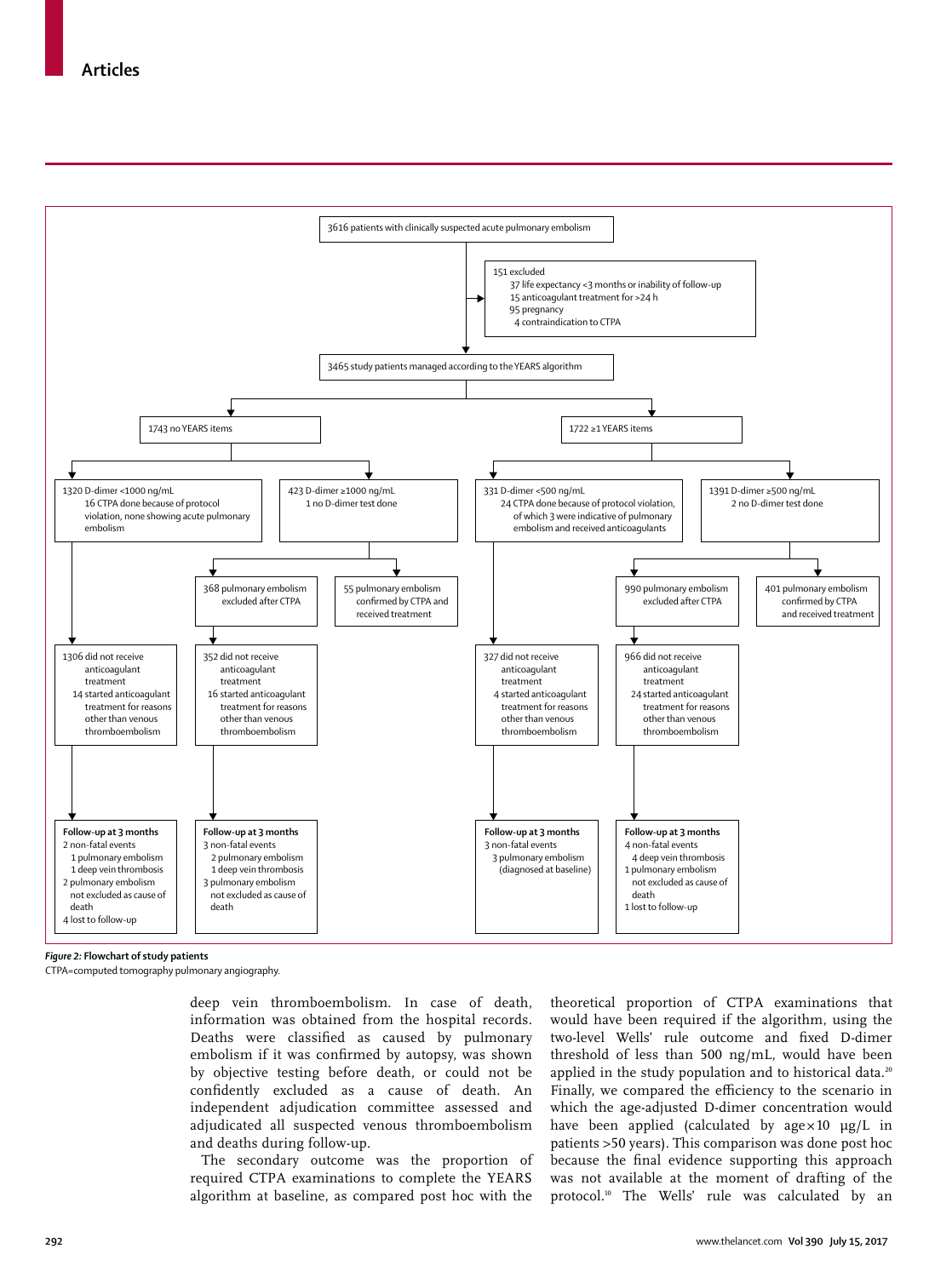3616 patients with clinically suspected acute pulmonary embolism

151 excluded
- 37 life expectancy <3 months or inability of follow-up
- 15 anticoagulant treatment for >24 h
- 95 pregnancy
- 4 contraindication to CTPA

3465 study patients managed according to the YEARS algorithm

1743 no YEARS items

- 1320 D-dimer <1000 ng/mL
  - 16 CTPA done because of protocol violation, none showing acute pulmonary embolism
  - 1306 did not receive anticoagulant treatment
    - 14 started anticoagulant treatment for reasons other than venous thromboembolism
  - Follow-up at 3 months
    - 2 non-fatal events
      - 1 pulmonary embolism
      - 1 deep vein thrombosis
    - 2 pulmonary embolism not excluded as cause of death
    - 4 lost to follow-up
- 423 D-dimer ≥1000 ng/mL
  - 1 no D-dimer test done
  - 368 pulmonary embolism excluded after CTPA
    - 352 did not receive anticoagulant treatment
      - 16 started anticoagulant treatment for reasons other than venous thromboembolism
    - Follow-up at 3 months
      - 3 non-fatal events
        - 2 pulmonary embolism
        - 1 deep vein thrombosis
      - 3 pulmonary embolism not excluded as cause of death
  - 55 pulmonary embolism confirmed by CTPA and received treatment

1722 ≥1 YEARS items

- 331 D-dimer <500 ng/mL
  - 24 CTPA done because of protocol violation, of which 3 were indicative of pulmonary embolism and received anticoagulants
  - 327 did not receive anticoagulant treatment
    - 4 started anticoagulant treatment for reasons other than venous thromboembolism
  - Follow-up at 3 months
    - 3 non-fatal events
      - 3 pulmonary embolism (diagnosed at baseline)
- 1391 D-dimer ≥500 ng/mL
  - 2 no D-dimer test done
  - 990 pulmonary embolism excluded after CTPA
    - 966 did not receive anticoagulant treatment
      - 24 started anticoagulant treatment for reasons other than venous thromboembolism
    - Follow-up at 3 months
      - 4 non-fatal events
        - 4 deep vein thrombosis
      - 1 pulmonary embolism not excluded as cause of death
      - 1 lost to follow-up
  - 401 pulmonary embolism confirmed by CTPA and received treatment

***Figure 2:*** **Flowchart of study patients**

CTPA=computed tomography pulmonary angiography.

deep vein thromboembolism. In case of death, information was obtained from the hospital records. Deaths were classified as caused by pulmonary embolism if it was confirmed by autopsy, was shown by objective testing before death, or could not be confidently excluded as a cause of death. An independent adjudication committee assessed and adjudicated all suspected venous thromboembolism and deaths during follow-up.

The secondary outcome was the proportion of required CTPA examinations to complete the YEARS algorithm at baseline, as compared post hoc with the theoretical proportion of CTPA examinations that would have been required if the algorithm, using the two-level Wells' rule outcome and fixed D-dimer threshold of less than 500 ng/mL, would have been applied in the study population and to historical data.[20] Finally, we compared the efficiency to the scenario in which the age-adjusted D-dimer concentration would have been applied (calculated by age × 10 μg/L in patients >50 years). This comparison was done post hoc because the final evidence supporting this approach was not available at the moment of drafting of the protocol.[10] The Wells' rule was calculated by an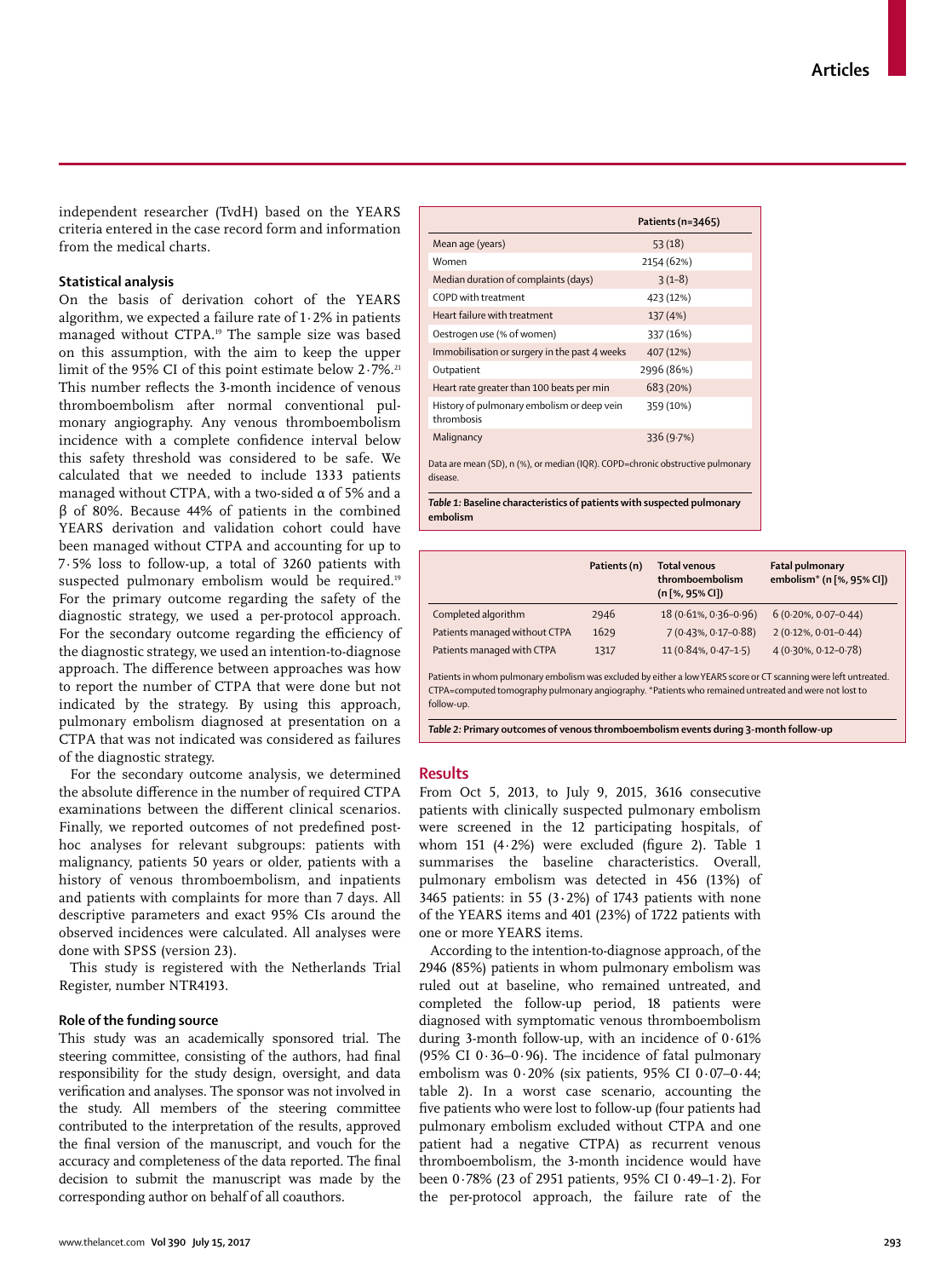independent researcher (TvdH) based on the YEARS criteria entered in the case record form and information from the medical charts.

### Statistical analysis

On the basis of derivation cohort of the YEARS algorithm, we expected a failure rate of 1·2% in patients managed without CTPA.[19] The sample size was based on this assumption, with the aim to keep the upper limit of the 95% CI of this point estimate below 2·7%.[21] This number reflects the 3-month incidence of venous thromboembolism after normal conventional pulmonary angiography. Any venous thromboembolism incidence with a complete confidence interval below this safety threshold was considered to be safe. We calculated that we needed to include 1333 patients managed without CTPA, with a two-sided α of 5% and a β of 80%. Because 44% of patients in the combined YEARS derivation and validation cohort could have been managed without CTPA and accounting for up to 7·5% loss to follow-up, a total of 3260 patients with suspected pulmonary embolism would be required.[19] For the primary outcome regarding the safety of the diagnostic strategy, we used a per-protocol approach. For the secondary outcome regarding the efficiency of the diagnostic strategy, we used an intention-to-diagnose approach. The difference between approaches was how to report the number of CTPA that were done but not indicated by the strategy. By using this approach, pulmonary embolism diagnosed at presentation on a CTPA that was not indicated was considered as failures of the diagnostic strategy.

For the secondary outcome analysis, we determined the absolute difference in the number of required CTPA examinations between the different clinical scenarios. Finally, we reported outcomes of not predefined post-hoc analyses for relevant subgroups: patients with malignancy, patients 50 years or older, patients with a history of venous thromboembolism, and inpatients and patients with complaints for more than 7 days. All descriptive parameters and exact 95% CIs around the observed incidences were calculated. All analyses were done with SPSS (version 23).

This study is registered with the Netherlands Trial Register, number NTR4193.

### Role of the funding source

This study was an academically sponsored trial. The steering committee, consisting of the authors, had final responsibility for the study design, oversight, and data verification and analyses. The sponsor was not involved in the study. All members of the steering committee contributed to the interpretation of the results, approved the final version of the manuscript, and vouch for the accuracy and completeness of the data reported. The final decision to submit the manuscript was made by the corresponding author on behalf of all coauthors.

| | Patients (n=3465) |
|---|---|
| Mean age (years) | 53 (18) |
| Women | 2154 (62%) |
| Median duration of complaints (days) | 3 (1–8) |
| COPD with treatment | 423 (12%) |
| Heart failure with treatment | 137 (4%) |
| Oestrogen use (% of women) | 337 (16%) |
| Immobilisation or surgery in the past 4 weeks | 407 (12%) |
| Outpatient | 2996 (86%) |
| Heart rate greater than 100 beats per min | 683 (20%) |
| History of pulmonary embolism or deep vein thrombosis | 359 (10%) |
| Malignancy | 336 (9·7%) |

Data are mean (SD), n (%), or median (IQR). COPD=chronic obstructive pulmonary disease.

***Table 1:*** **Baseline characteristics of patients with suspected pulmonary embolism**

| | Patients (n) | Total venous thromboembolism (n [%, 95% CI]) | Fatal pulmonary embolism* (n [%, 95% CI]) |
|---|---|---|---|
| Completed algorithm | 2946 | 18 (0·61%, 0·36–0·96) | 6 (0·20%, 0·07–0·44) |
| Patients managed without CTPA | 1629 | 7 (0·43%, 0·17–0·88) | 2 (0·12%, 0·01–0·44) |
| Patients managed with CTPA | 1317 | 11 (0·84%, 0·47–1·5) | 4 (0·30%, 0·12–0·78) |

Patients in whom pulmonary embolism was excluded by either a low YEARS score or CT scanning were left untreated. CTPA=computed tomography pulmonary angiography. *Patients who remained untreated and were not lost to follow-up.

***Table 2:*** **Primary outcomes of venous thromboembolism events during 3-month follow-up**

## Results

From Oct 5, 2013, to July 9, 2015, 3616 consecutive patients with clinically suspected pulmonary embolism were screened in the 12 participating hospitals, of whom 151 (4·2%) were excluded (figure 2). Table 1 summarises the baseline characteristics. Overall, pulmonary embolism was detected in 456 (13%) of 3465 patients: in 55 (3·2%) of 1743 patients with none of the YEARS items and 401 (23%) of 1722 patients with one or more YEARS items.

According to the intention-to-diagnose approach, of the 2946 (85%) patients in whom pulmonary embolism was ruled out at baseline, who remained untreated, and completed the follow-up period, 18 patients were diagnosed with symptomatic venous thromboembolism during 3-month follow-up, with an incidence of 0·61% (95% CI 0·36–0·96). The incidence of fatal pulmonary embolism was 0·20% (six patients, 95% CI 0·07–0·44; table 2). In a worst case scenario, accounting the five patients who were lost to follow-up (four patients had pulmonary embolism excluded without CTPA and one patient had a negative CTPA) as recurrent venous thromboembolism, the 3-month incidence would have been 0·78% (23 of 2951 patients, 95% CI 0·49–1·2). For the per-protocol approach, the failure rate of the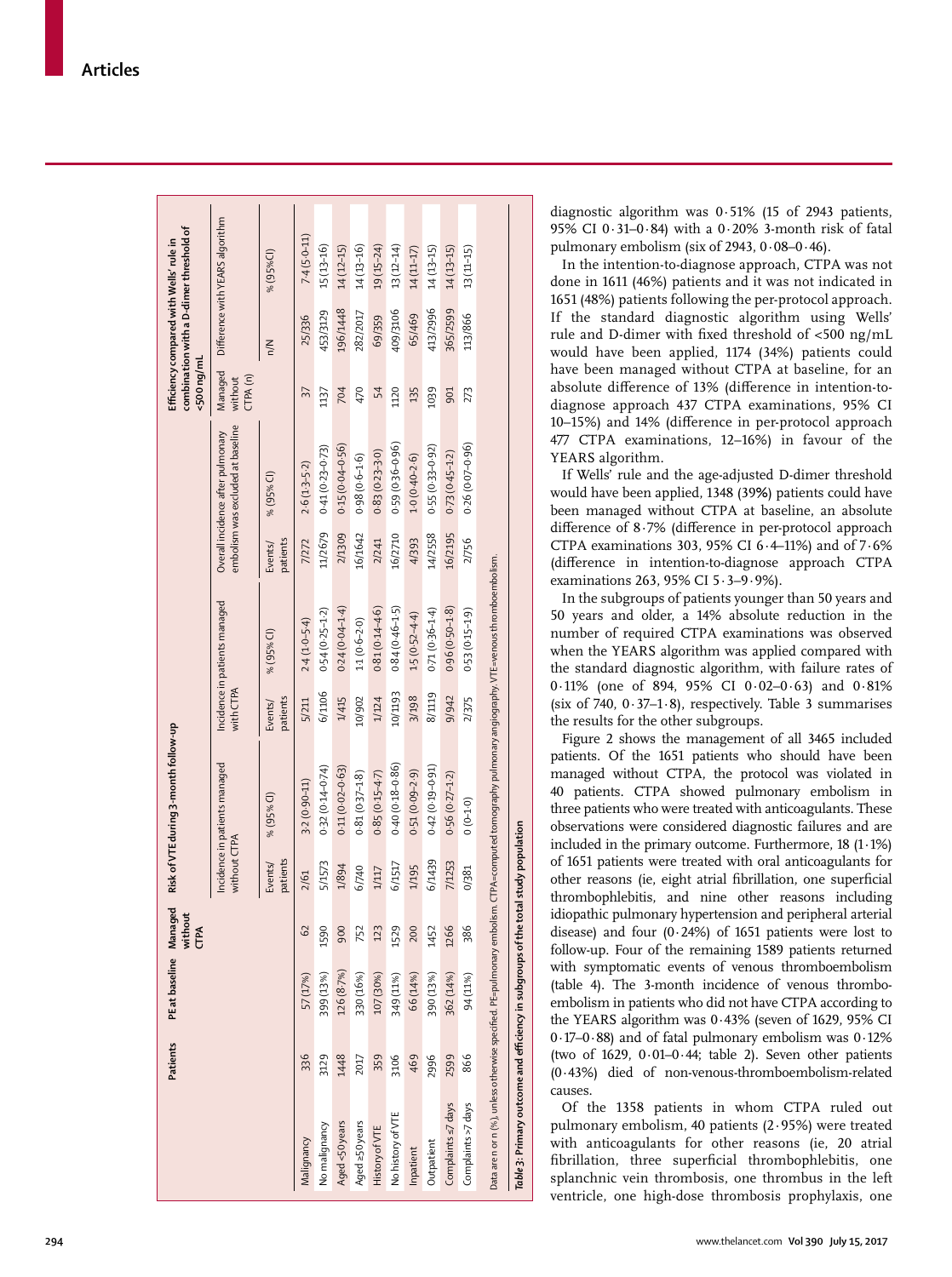| | Patients | PE at baseline | Managed without CTPA | Risk of VTE during 3-month follow-up | | | | | | Efficiency compared with Wells' rule in combination with a D-dimer threshold of <500 ng/mL | | |
|---|---|---|---|---|---|---|---|---|---|---|---|---|
| | | | | Incidence in patients managed without CTPA | | Incidence in patients managed with CTPA | | Overall incidence after pulmonary embolism was excluded at baseline | | Managed without CTPA (n) | Difference with YEARS algorithm | |
| | | | | Events/ patients | % (95% CI) | Events/ patients | % (95% CI) | Events/ patients | % (95% CI) | | n/N | % (95% CI) |
| Malignancy | 336 | 57 (17%) | 62 | 2/61 | 3·2 (0·90–11) | 5/211 | 2·4 (1·0–5·4) | 7/272 | 2·6 (1·3–5·2) | 37 | 25/336 | 7·4 (5·0–11) |
| No malignancy | 3129 | 399 (13%) | 1590 | 5/1573 | 0·32 (0·14–0·74) | 6/1106 | 0·54 (0·25–1·2) | 11/2679 | 0·41 (0·23–0·73) | 1137 | 453/3129 | 15 (13–16) |
| Aged <50 years | 1448 | 126 (8·7%) | 900 | 1/894 | 0·11 (0·02–0·63) | 1/415 | 0·24 (0·04–1·4) | 2/1309 | 0·15 (0·04–0·56) | 704 | 196/1448 | 14 (12–15) |
| Aged ≥50 years | 2017 | 330 (16%) | 752 | 6/740 | 0·81 (0·37–1·8) | 10/902 | 1·1 (0·6–2·0) | 16/1642 | 0·98 (0·6–1·6) | 470 | 282/2017 | 14 (13–16) |
| History of VTE | 359 | 107 (30%) | 123 | 1/117 | 0·85 (0·15–4·7) | 1/124 | 0·81 (0·14–4·6) | 2/241 | 0·83 (0·23–3·0) | 54 | 69/359 | 19 (15–24) |
| No history of VTE | 3106 | 349 (11%) | 1529 | 6/1517 | 0·40 (0·18–0·86) | 10/1193 | 0·84 (0·46–1·5) | 16/2710 | 0·59 (0·36–0·96) | 1120 | 409/3106 | 13 (12–14) |
| Inpatient | 469 | 66 (14%) | 200 | 1/195 | 0·51 (0·09–2·9) | 3/198 | 1·5 (0·52–4·4) | 4/393 | 1·0 (0·40–2·6) | 135 | 65/469 | 14 (11–17) |
| Outpatient | 2996 | 390 (13%) | 1452 | 6/1439 | 0·42 (0·19–0·91) | 8/1119 | 0·71 (0·36–1·4) | 14/2558 | 0·55 (0·33–0·92) | 1039 | 413/2996 | 14 (13–15) |
| Complaints ≤7 days | 2599 | 362 (14%) | 1266 | 7/1253 | 0·56 (0·27–1·2) | 9/942 | 0·96 (0·50–1·8) | 16/2195 | 0·73 (0·45–1·2) | 901 | 365/2599 | 14 (13–15) |
| Complaints >7 days | 866 | 94 (11%) | 386 | 0/381 | 0 (0–1·0) | 2/375 | 0·53 (0·15–1·9) | 2/756 | 0·26 (0·07–0·96) | 273 | 113/866 | 13 (11–15) |

Data are n or n (%), unless otherwise specified. PE=pulmonary embolism. CTPA=computed tomography pulmonary angiography. VTE=venous thromboembolism.

*Table 3:* **Primary outcome and efficiency in subgroups of the total study population**

diagnostic algorithm was 0·51% (15 of 2943 patients, 95% CI 0·31–0·84) with a 0·20% 3-month risk of fatal pulmonary embolism (six of 2943, 0·08–0·46).

In the intention-to-diagnose approach, CTPA was not done in 1611 (46%) patients and it was not indicated in 1651 (48%) patients following the per-protocol approach. If the standard diagnostic algorithm using Wells' rule and D-dimer with fixed threshold of <500 ng/mL would have been applied, 1174 (34%) patients could have been managed without CTPA at baseline, for an absolute difference of 13% (difference in intention-to-diagnose approach 437 CTPA examinations, 95% CI 10–15%) and 14% (difference in per-protocol approach 477 CTPA examinations, 12–16%) in favour of the YEARS algorithm.

If Wells' rule and the age-adjusted D-dimer threshold would have been applied, 1348 (39%) patients could have been managed without CTPA at baseline, an absolute difference of 8·7% (difference in per-protocol approach CTPA examinations 303, 95% CI 6·4–11%) and of 7·6% (difference in intention-to-diagnose approach CTPA examinations 263, 95% CI 5·3–9·9%).

In the subgroups of patients younger than 50 years and 50 years and older, a 14% absolute reduction in the number of required CTPA examinations was observed when the YEARS algorithm was applied compared with the standard diagnostic algorithm, with failure rates of 0·11% (one of 894, 95% CI 0·02–0·63) and 0·81% (six of 740, 0·37–1·8), respectively. Table 3 summarises the results for the other subgroups.

Figure 2 shows the management of all 3465 included patients. Of the 1651 patients who should have been managed without CTPA, the protocol was violated in 40 patients. CTPA showed pulmonary embolism in three patients who were treated with anticoagulants. These observations were considered diagnostic failures and are included in the primary outcome. Furthermore, 18 (1·1%) of 1651 patients were treated with oral anticoagulants for other reasons (ie, eight atrial fibrillation, one superficial thrombophlebitis, and nine other reasons including idiopathic pulmonary hypertension and peripheral arterial disease) and four (0·24%) of 1651 patients were lost to follow-up. Four of the remaining 1589 patients returned with symptomatic events of venous thromboembolism (table 4). The 3-month incidence of venous thromboembolism in patients who did not have CTPA according to the YEARS algorithm was 0·43% (seven of 1629, 95% CI 0·17–0·88) and of fatal pulmonary embolism was 0·12% (two of 1629, 0·01–0·44; table 2). Seven other patients (0·43%) died of non-venous-thromboembolism-related causes.

Of the 1358 patients in whom CTPA ruled out pulmonary embolism, 40 patients (2·95%) were treated with anticoagulants for other reasons (ie, 20 atrial fibrillation, three superficial thrombophlebitis, one splanchnic vein thrombosis, one thrombus in the left ventricle, one high-dose thrombosis prophylaxis, one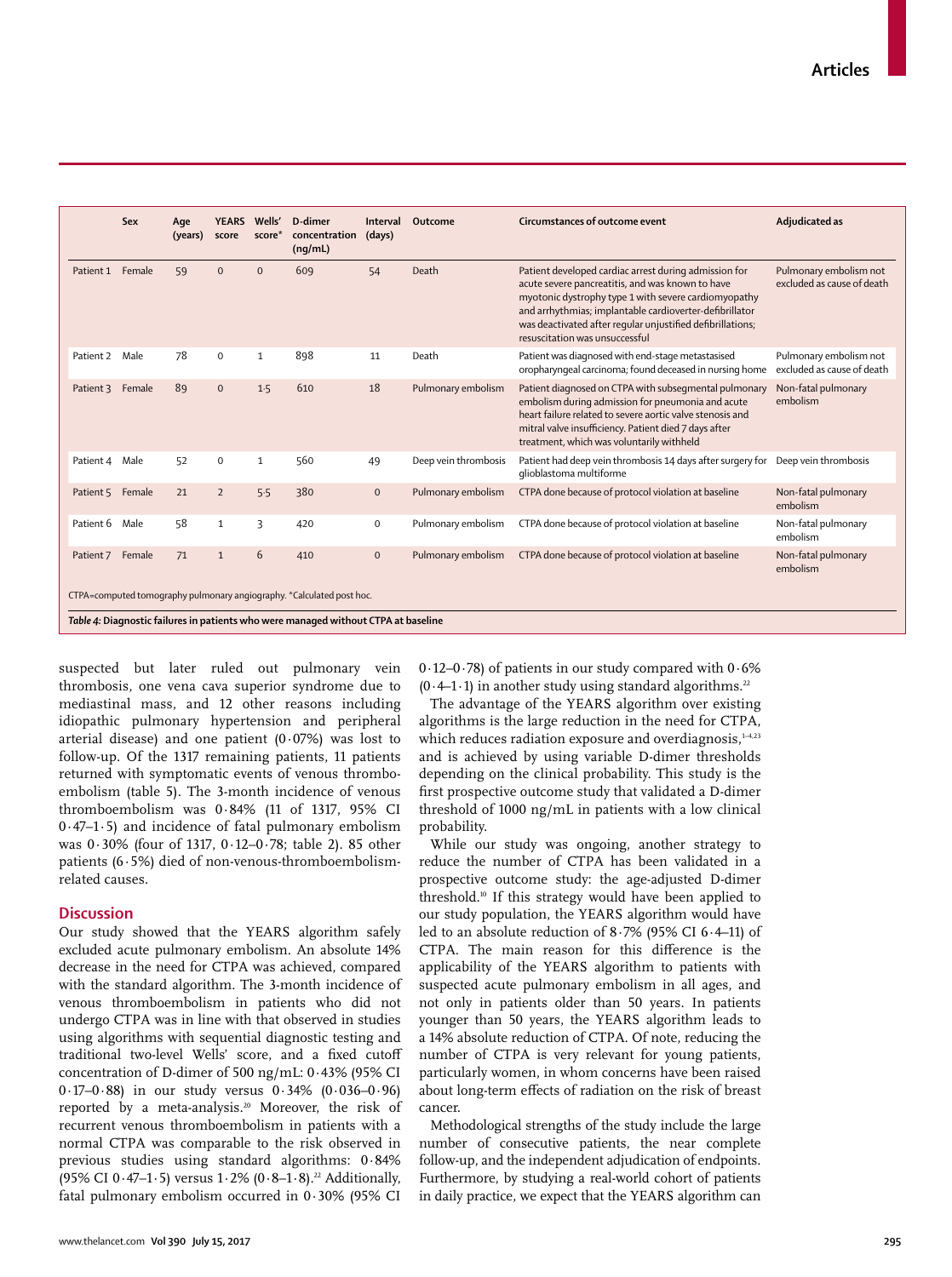| | Sex | Age (years) | YEARS score | Wells' score* | D-dimer concentration (ng/mL) | Interval (days) | Outcome | Circumstances of outcome event | Adjudicated as |
|---|---|---|---|---|---|---|---|---|---|
| Patient 1 | Female | 59 | 0 | 0 | 609 | 54 | Death | Patient developed cardiac arrest during admission for acute severe pancreatitis, and was known to have myotonic dystrophy type 1 with severe cardiomyopathy and arrhythmias; implantable cardioverter-defibrillator was deactivated after regular unjustified defibrillations; resuscitation was unsuccessful | Pulmonary embolism not excluded as cause of death |
| Patient 2 | Male | 78 | 0 | 1 | 898 | 11 | Death | Patient was diagnosed with end-stage metastasised oropharyngeal carcinoma; found deceased in nursing home | Pulmonary embolism not excluded as cause of death |
| Patient 3 | Female | 89 | 0 | 1·5 | 610 | 18 | Pulmonary embolism | Patient diagnosed on CTPA with subsegmental pulmonary embolism during admission for pneumonia and acute heart failure related to severe aortic valve stenosis and mitral valve insufficiency. Patient died 7 days after treatment, which was voluntarily withheld | Non-fatal pulmonary embolism |
| Patient 4 | Male | 52 | 0 | 1 | 560 | 49 | Deep vein thrombosis | Patient had deep vein thrombosis 14 days after surgery for glioblastoma multiforme | Deep vein thrombosis |
| Patient 5 | Female | 21 | 2 | 5·5 | 380 | 0 | Pulmonary embolism | CTPA done because of protocol violation at baseline | Non-fatal pulmonary embolism |
| Patient 6 | Male | 58 | 1 | 3 | 420 | 0 | Pulmonary embolism | CTPA done because of protocol violation at baseline | Non-fatal pulmonary embolism |
| Patient 7 | Female | 71 | 1 | 6 | 410 | 0 | Pulmonary embolism | CTPA done because of protocol violation at baseline | Non-fatal pulmonary embolism |

CTPA=computed tomography pulmonary angiography. *Calculated post hoc.

*Table 4:* **Diagnostic failures in patients who were managed without CTPA at baseline**

suspected but later ruled out pulmonary vein thrombosis, one vena cava superior syndrome due to mediastinal mass, and 12 other reasons including idiopathic pulmonary hypertension and peripheral arterial disease) and one patient (0·07%) was lost to follow-up. Of the 1317 remaining patients, 11 patients returned with symptomatic events of venous thromboembolism (table 5). The 3-month incidence of venous thromboembolism was 0·84% (11 of 1317, 95% CI 0·47–1·5) and incidence of fatal pulmonary embolism was 0·30% (four of 1317, 0·12–0·78; table 2). 85 other patients (6·5%) died of non-venous-thromboembolism-related causes.

## Discussion

Our study showed that the YEARS algorithm safely excluded acute pulmonary embolism. An absolute 14% decrease in the need for CTPA was achieved, compared with the standard algorithm. The 3-month incidence of venous thromboembolism in patients who did not undergo CTPA was in line with that observed in studies using algorithms with sequential diagnostic testing and traditional two-level Wells' score, and a fixed cutoff concentration of D-dimer of 500 ng/mL: 0·43% (95% CI 0·17–0·88) in our study versus 0·34% (0·036–0·96) reported by a meta-analysis.[20] Moreover, the risk of recurrent venous thromboembolism in patients with a normal CTPA was comparable to the risk observed in previous studies using standard algorithms: 0·84% (95% CI 0·47–1·5) versus 1·2% (0·8–1·8).[22] Additionally, fatal pulmonary embolism occurred in 0·30% (95% CI 0·12–0·78) of patients in our study compared with 0·6% (0·4–1·1) in another study using standard algorithms.[22]

The advantage of the YEARS algorithm over existing algorithms is the large reduction in the need for CTPA, which reduces radiation exposure and overdiagnosis,[1–4,23] and is achieved by using variable D-dimer thresholds depending on the clinical probability. This study is the first prospective outcome study that validated a D-dimer threshold of 1000 ng/mL in patients with a low clinical probability.

While our study was ongoing, another strategy to reduce the number of CTPA has been validated in a prospective outcome study: the age-adjusted D-dimer threshold.[10] If this strategy would have been applied to our study population, the YEARS algorithm would have led to an absolute reduction of 8·7% (95% CI 6·4–11) of CTPA. The main reason for this difference is the applicability of the YEARS algorithm to patients with suspected acute pulmonary embolism in all ages, and not only in patients older than 50 years. In patients younger than 50 years, the YEARS algorithm leads to a 14% absolute reduction of CTPA. Of note, reducing the number of CTPA is very relevant for young patients, particularly women, in whom concerns have been raised about long-term effects of radiation on the risk of breast cancer.

Methodological strengths of the study include the large number of consecutive patients, the near complete follow-up, and the independent adjudication of endpoints. Furthermore, by studying a real-world cohort of patients in daily practice, we expect that the YEARS algorithm can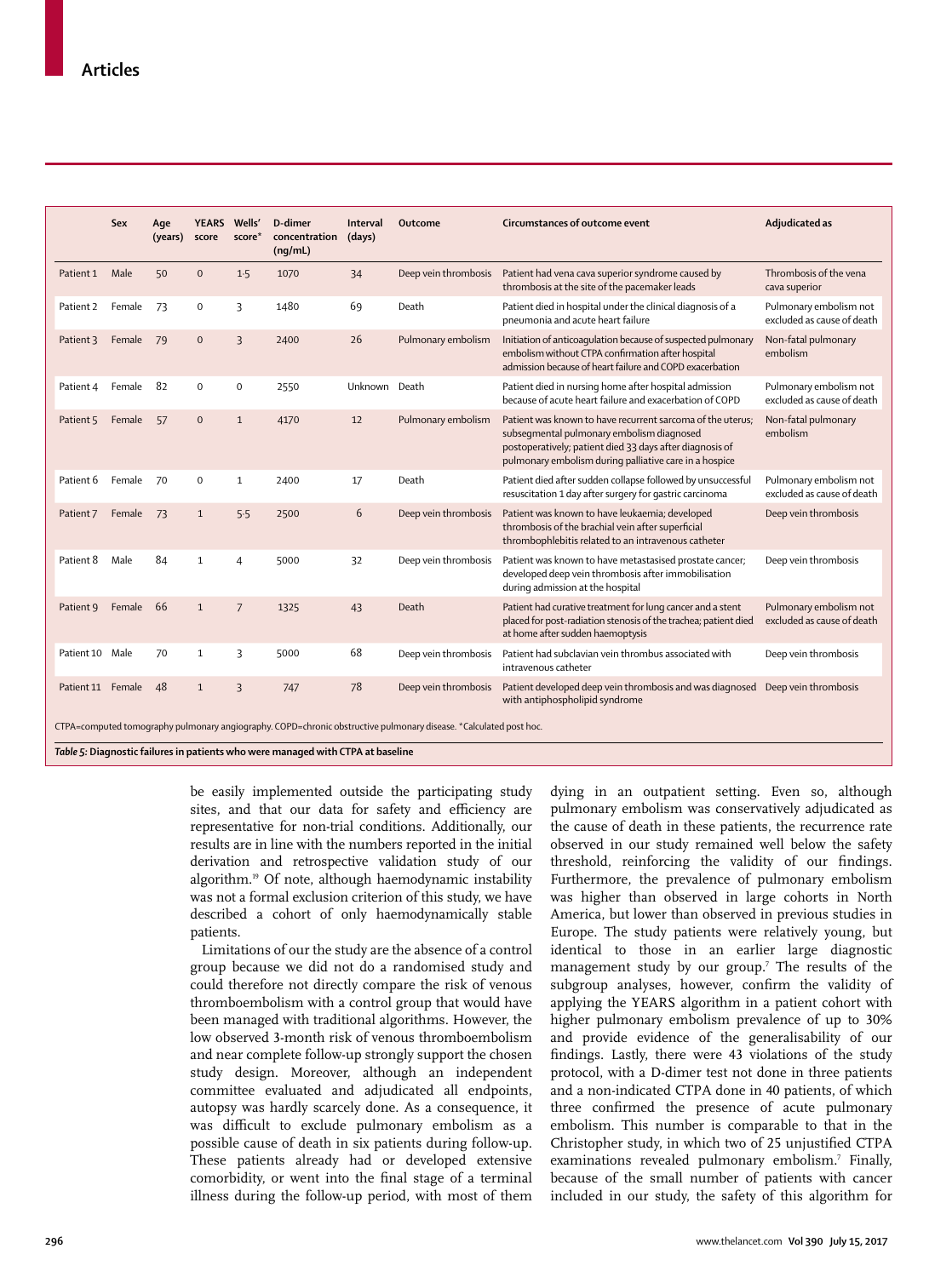| | Sex | Age (years) | YEARS score | Wells' score* | D-dimer concentration (ng/mL) | Interval (days) | Outcome | Circumstances of outcome event | Adjudicated as |
|---|---|---|---|---|---|---|---|---|---|
| Patient 1 | Male | 50 | 0 | 1·5 | 1070 | 34 | Deep vein thrombosis | Patient had vena cava superior syndrome caused by thrombosis at the site of the pacemaker leads | Thrombosis of the vena cava superior |
| Patient 2 | Female | 73 | 0 | 3 | 1480 | 69 | Death | Patient died in hospital under the clinical diagnosis of a pneumonia and acute heart failure | Pulmonary embolism not excluded as cause of death |
| Patient 3 | Female | 79 | 0 | 3 | 2400 | 26 | Pulmonary embolism | Initiation of anticoagulation because of suspected pulmonary embolism without CTPA confirmation after hospital admission because of heart failure and COPD exacerbation | Non-fatal pulmonary embolism |
| Patient 4 | Female | 82 | 0 | 0 | 2550 | Unknown | Death | Patient died in nursing home after hospital admission because of acute heart failure and exacerbation of COPD | Pulmonary embolism not excluded as cause of death |
| Patient 5 | Female | 57 | 0 | 1 | 4170 | 12 | Pulmonary embolism | Patient was known to have recurrent sarcoma of the uterus; subsegmental pulmonary embolism diagnosed postoperatively; patient died 33 days after diagnosis of pulmonary embolism during palliative care in a hospice | Non-fatal pulmonary embolism |
| Patient 6 | Female | 70 | 0 | 1 | 2400 | 17 | Death | Patient died after sudden collapse followed by unsuccessful resuscitation 1 day after surgery for gastric carcinoma | Pulmonary embolism not excluded as cause of death |
| Patient 7 | Female | 73 | 1 | 5·5 | 2500 | 6 | Deep vein thrombosis | Patient was known to have leukaemia; developed thrombosis of the brachial vein after superficial thrombophlebitis related to an intravenous catheter | Deep vein thrombosis |
| Patient 8 | Male | 84 | 1 | 4 | 5000 | 32 | Deep vein thrombosis | Patient was known to have metastasised prostate cancer; developed deep vein thrombosis after immobilisation during admission at the hospital | Deep vein thrombosis |
| Patient 9 | Female | 66 | 1 | 7 | 1325 | 43 | Death | Patient had curative treatment for lung cancer and a stent placed for post-radiation stenosis of the trachea; patient died at home after sudden haemoptysis | Pulmonary embolism not excluded as cause of death |
| Patient 10 | Male | 70 | 1 | 3 | 5000 | 68 | Deep vein thrombosis | Patient had subclavian vein thrombus associated with intravenous catheter | Deep vein thrombosis |
| Patient 11 | Female | 48 | 1 | 3 | 747 | 78 | Deep vein thrombosis | Patient developed deep vein thrombosis and was diagnosed with antiphospholipid syndrome | Deep vein thrombosis |

CTPA=computed tomography pulmonary angiography. COPD=chronic obstructive pulmonary disease. *Calculated post hoc.

***Table 5:*** **Diagnostic failures in patients who were managed with CTPA at baseline**

be easily implemented outside the participating study sites, and that our data for safety and efficiency are representative for non-trial conditions. Additionally, our results are in line with the numbers reported in the initial derivation and retrospective validation study of our algorithm.[19] Of note, although haemodynamic instability was not a formal exclusion criterion of this study, we have described a cohort of only haemodynamically stable patients.

Limitations of our the study are the absence of a control group because we did not do a randomised study and could therefore not directly compare the risk of venous thromboembolism with a control group that would have been managed with traditional algorithms. However, the low observed 3-month risk of venous thromboembolism and near complete follow-up strongly support the chosen study design. Moreover, although an independent committee evaluated and adjudicated all endpoints, autopsy was hardly scarcely done. As a consequence, it was difficult to exclude pulmonary embolism as a possible cause of death in six patients during follow-up. These patients already had or developed extensive comorbidity, or went into the final stage of a terminal illness during the follow-up period, with most of them dying in an outpatient setting. Even so, although pulmonary embolism was conservatively adjudicated as the cause of death in these patients, the recurrence rate observed in our study remained well below the safety threshold, reinforcing the validity of our findings. Furthermore, the prevalence of pulmonary embolism was higher than observed in large cohorts in North America, but lower than observed in previous studies in Europe. The study patients were relatively young, but identical to those in an earlier large diagnostic management study by our group.[7] The results of the subgroup analyses, however, confirm the validity of applying the YEARS algorithm in a patient cohort with higher pulmonary embolism prevalence of up to 30% and provide evidence of the generalisability of our findings. Lastly, there were 43 violations of the study protocol, with a D-dimer test not done in three patients and a non-indicated CTPA done in 40 patients, of which three confirmed the presence of acute pulmonary embolism. This number is comparable to that in the Christopher study, in which two of 25 unjustified CTPA examinations revealed pulmonary embolism.[7] Finally, because of the small number of patients with cancer included in our study, the safety of this algorithm for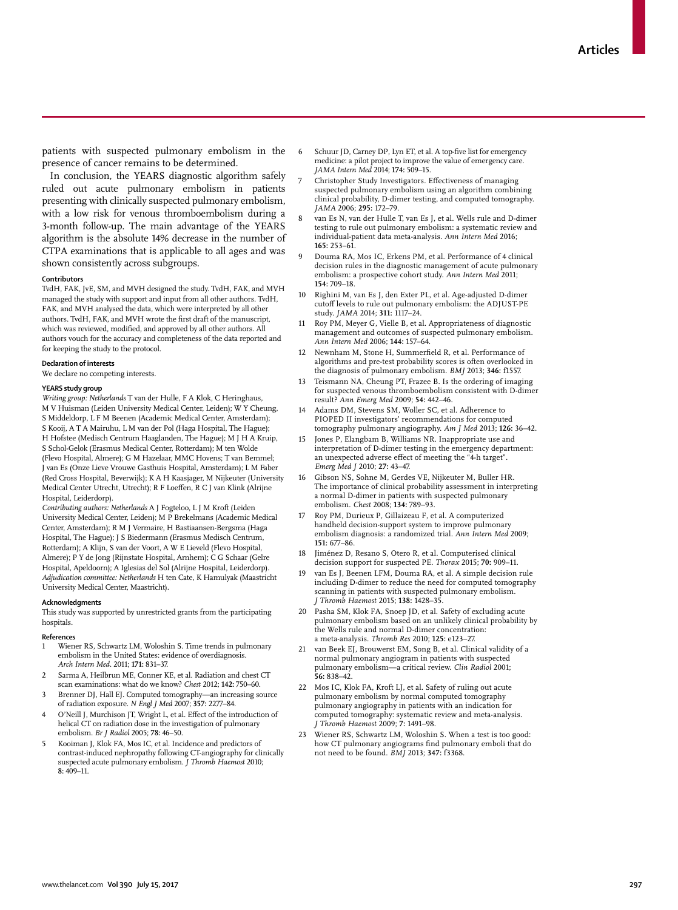patients with suspected pulmonary embolism in the presence of cancer remains to be determined.

In conclusion, the YEARS diagnostic algorithm safely ruled out acute pulmonary embolism in patients presenting with clinically suspected pulmonary embolism, with a low risk for venous thromboembolism during a 3-month follow-up. The main advantage of the YEARS algorithm is the absolute 14% decrease in the number of CTPA examinations that is applicable to all ages and was shown consistently across subgroups.

#### Contributors

TvdH, FAK, JvE, SM, and MVH designed the study. TvdH, FAK, and MVH managed the study with support and input from all other authors. TvdH, FAK, and MVH analysed the data, which were interpreted by all other authors. TvdH, FAK, and MVH wrote the first draft of the manuscript, which was reviewed, modified, and approved by all other authors. All authors vouch for the accuracy and completeness of the data reported and for keeping the study to the protocol.

#### Declaration of interests

We declare no competing interests.

#### YEARS study group

*Writing group: Netherlands* T van der Hulle, F A Klok, C Heringhaus, M V Huisman (Leiden University Medical Center, Leiden); W Y Cheung, S Middeldorp, L F M Beenen (Academic Medical Center, Amsterdam); S Kooij, A T A Mairuhu, L M van der Pol (Haga Hospital, The Hague); H Hofstee (Medisch Centrum Haaglanden, The Hague); M J H A Kruip, S Schol-Gelok (Erasmus Medical Center, Rotterdam); M ten Wolde (Flevo Hospital, Almere); G M Hazelaar, MMC Hovens; T van Bemmel; J van Es (Onze Lieve Vrouwe Gasthuis Hospital, Amsterdam); L M Faber (Red Cross Hospital, Beverwijk); K A H Kaasjager, M Nijkeuter (University Medical Center Utrecht, Utrecht); R F Loeffen, R C J van Klink (Alrijne Hospital, Leiderdorp).

*Contributing authors: Netherlands* A J Fogteloo, L J M Kroft (Leiden University Medical Center, Leiden); M P Brekelmans (Academic Medical Center, Amsterdam); R M J Vermaire, H Bastiaansen-Bergsma (Haga Hospital, The Hague); J S Biedermann (Erasmus Medisch Centrum, Rotterdam); A Klijn, S van der Voort, A W E Lieveld (Flevo Hospital, Almere); P Y de Jong (Rijnstate Hospital, Arnhem); C G Schaar (Gelre Hospital, Apeldoorn); A Iglesias del Sol (Alrijne Hospital, Leiderdorp).

*Adjudication committee: Netherlands* H ten Cate, K Hamulyak (Maastricht University Medical Center, Maastricht).

#### Acknowledgments

This study was supported by unrestricted grants from the participating hospitals.

#### References

1. Wiener RS, Schwartz LM, Woloshin S. Time trends in pulmonary embolism in the United States: evidence of overdiagnosis. *Arch Intern Med.* 2011; **171:** 831–37.
2. Sarma A, Heilbrun ME, Conner KE, et al. Radiation and chest CT scan examinations: what do we know? *Chest* 2012; **142:** 750–60.
3. Brenner DJ, Hall EJ. Computed tomography—an increasing source of radiation exposure. *N Engl J Med* 2007; **357:** 2277–84.
4. O'Neill J, Murchison JT, Wright L, et al. Effect of the introduction of helical CT on radiation dose in the investigation of pulmonary embolism. *Br J Radiol* 2005; **78:** 46–50.
5. Kooiman J, Klok FA, Mos IC, et al. Incidence and predictors of contrast-induced nephropathy following CT-angiography for clinically suspected acute pulmonary embolism. *J Thromb Haemost* 2010; **8:** 409–11.
6. Schuur JD, Carney DP, Lyn ET, et al. A top-five list for emergency medicine: a pilot project to improve the value of emergency care. *JAMA Intern Med* 2014; **174:** 509–15.
7. Christopher Study Investigators. Effectiveness of managing suspected pulmonary embolism using an algorithm combining clinical probability, D-dimer testing, and computed tomography. *JAMA* 2006; **295:** 172–79.
8. van Es N, van der Hulle T, van Es J, et al. Wells rule and D-dimer testing to rule out pulmonary embolism: a systematic review and individual-patient data meta-analysis. *Ann Intern Med* 2016; **165:** 253–61.
9. Douma RA, Mos IC, Erkens PM, et al. Performance of 4 clinical decision rules in the diagnostic management of acute pulmonary embolism: a prospective cohort study. *Ann Intern Med* 2011; **154:** 709–18.
10. Righini M, van Es J, den Exter PL, et al. Age-adjusted D-dimer cutoff levels to rule out pulmonary embolism: the ADJUST-PE study. *JAMA* 2014; **311:** 1117–24.
11. Roy PM, Meyer G, Vielle B, et al. Appropriateness of diagnostic management and outcomes of suspected pulmonary embolism. *Ann Intern Med* 2006; **144:** 157–64.
12. Newnham M, Stone H, Summerfield R, et al. Performance of algorithms and pre-test probability scores is often overlooked in the diagnosis of pulmonary embolism. *BMJ* 2013; **346:** f1557.
13. Teismann NA, Cheung PT, Frazee B. Is the ordering of imaging for suspected venous thromboembolism consistent with D-dimer result? *Ann Emerg Med* 2009; **54:** 442–46.
14. Adams DM, Stevens SM, Woller SC, et al. Adherence to PIOPED II investigators' recommendations for computed tomography pulmonary angiography. *Am J Med* 2013; **126:** 36–42.
15. Jones P, Elangbam B, Williams NR. Inappropriate use and interpretation of D-dimer testing in the emergency department: an unexpected adverse effect of meeting the "4-h target". *Emerg Med J* 2010; **27:** 43–47.
16. Gibson NS, Sohne M, Gerdes VE, Nijkeuter M, Buller HR. The importance of clinical probability assessment in interpreting a normal D-dimer in patients with suspected pulmonary embolism. *Chest* 2008; **134:** 789–93.
17. Roy PM, Durieux P, Gillaizeau F, et al. A computerized handheld decision-support system to improve pulmonary embolism diagnosis: a randomized trial. *Ann Intern Med* 2009; **151:** 677–86.
18. Jiménez D, Resano S, Otero R, et al. Computerised clinical decision support for suspected PE. *Thorax* 2015; **70:** 909–11.
19. van Es J, Beenen LFM, Douma RA, et al. A simple decision rule including D-dimer to reduce the need for computed tomography scanning in patients with suspected pulmonary embolism. *J Thromb Haemost* 2015; **138:** 1428–35.
20. Pasha SM, Klok FA, Snoep JD, et al. Safety of excluding acute pulmonary embolism based on an unlikely clinical probability by the Wells rule and normal D-dimer concentration: a meta-analysis. *Thromb Res* 2010; **125:** e123–27.
21. van Beek EJ, Brouwerst EM, Song B, et al. Clinical validity of a normal pulmonary angiogram in patients with suspected pulmonary embolism—a critical review. *Clin Radiol* 2001; **56:** 838–42.
22. Mos IC, Klok FA, Kroft LJ, et al. Safety of ruling out acute pulmonary embolism by normal computed tomography pulmonary angiography in patients with an indication for computed tomography: systematic review and meta-analysis. *J Thromb Haemost* 2009; **7:** 1491–98.
23. Wiener RS, Schwartz LM, Woloshin S. When a test is too good: how CT pulmonary angiograms find pulmonary emboli that do not need to be found. *BMJ* 2013; **347:** f3368.